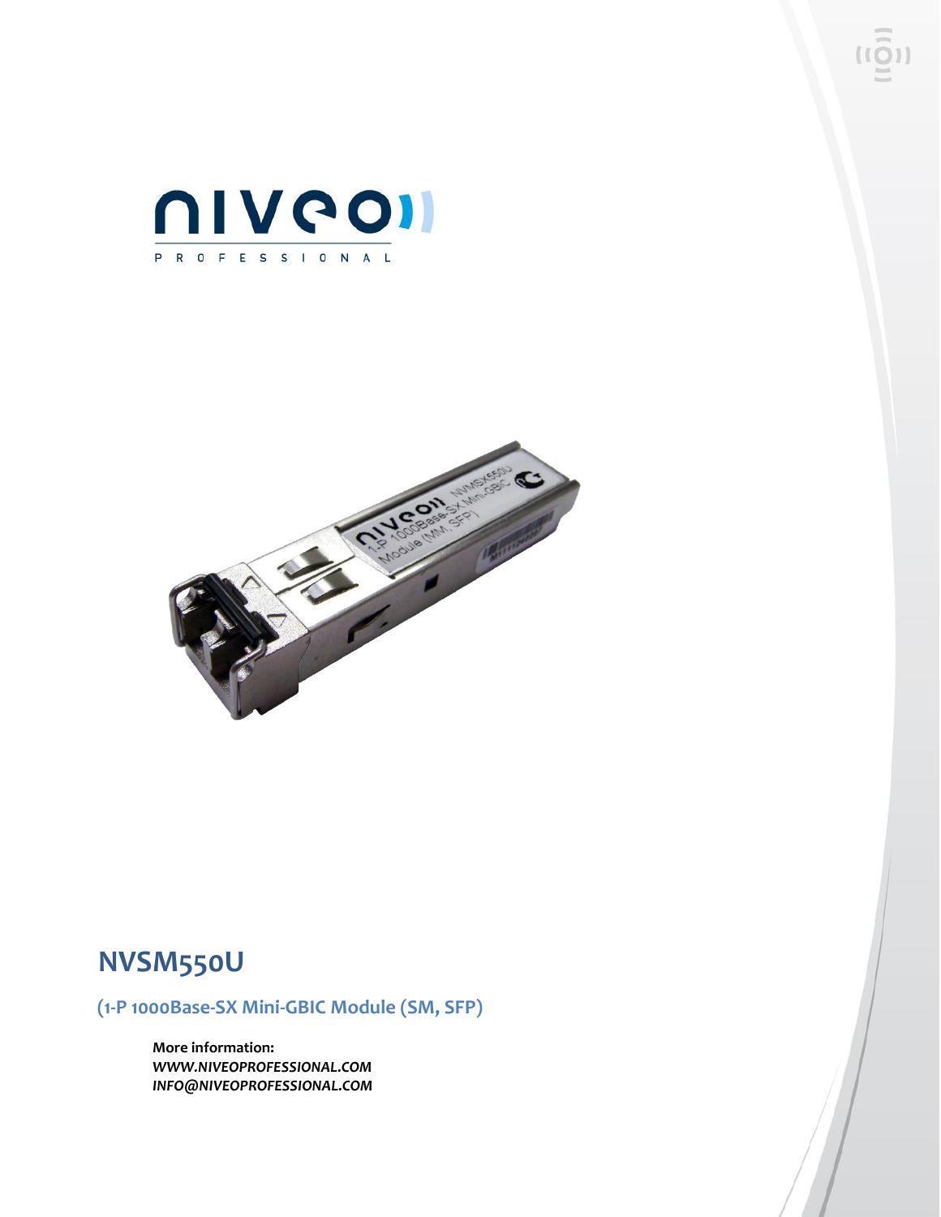# NVSM550U

## (1-P 1000Base-SX Mini-GBIC Module (SM, SFP)

**More information:**
***WWW.NIVEOPROFESSIONAL.COM***
***INFO@NIVEOPROFESSIONAL.COM***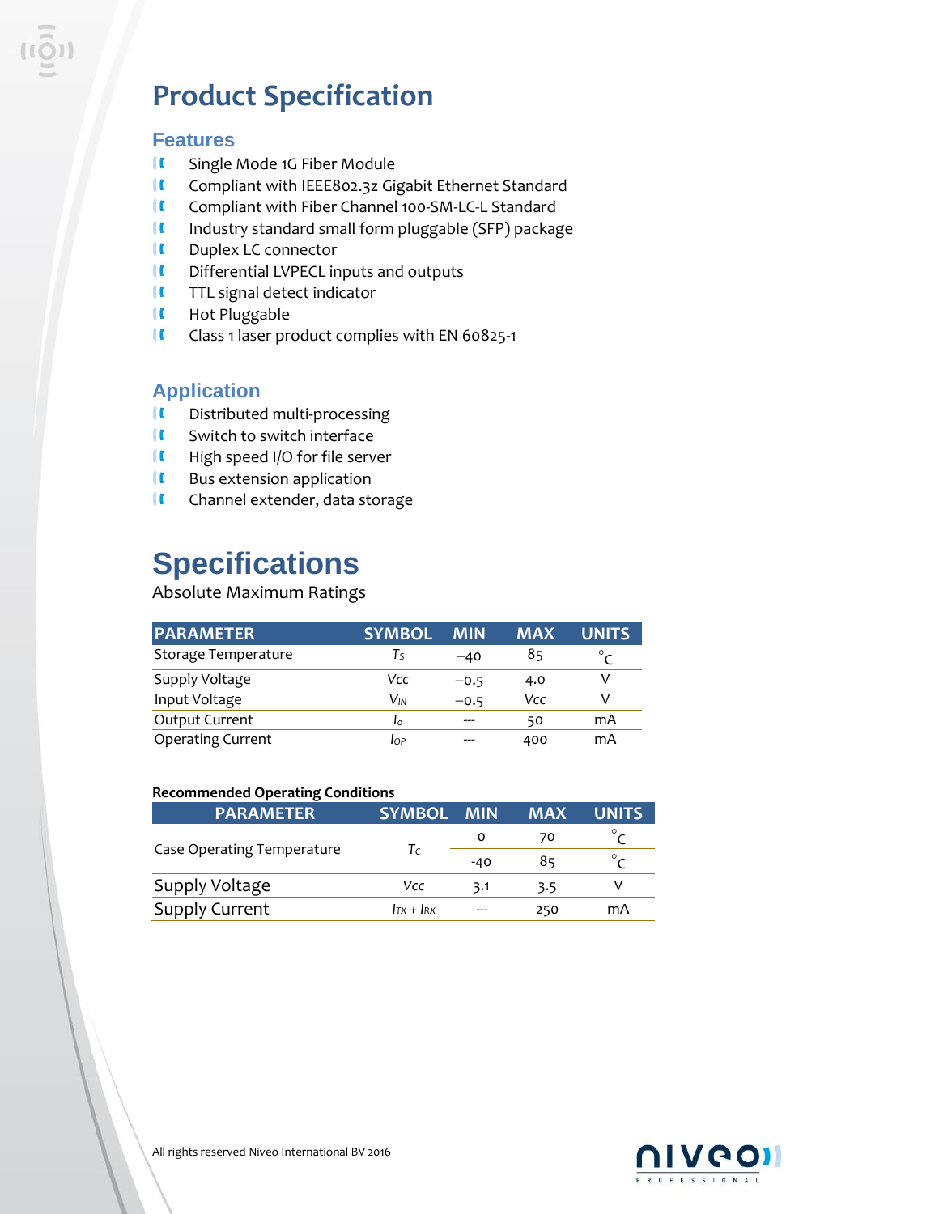# Product Specification

## Features

- Single Mode 1G Fiber Module
- Compliant with IEEE802.3z Gigabit Ethernet Standard
- Compliant with Fiber Channel 100-SM-LC-L Standard
- Industry standard small form pluggable (SFP) package
- Duplex LC connector
- Differential LVPECL inputs and outputs
- TTL signal detect indicator
- Hot Pluggable
- Class 1 laser product complies with EN 60825-1

## Application

- Distributed multi-processing
- Switch to switch interface
- High speed I/O for file server
- Bus extension application
- Channel extender, data storage

# Specifications

Absolute Maximum Ratings

| PARAMETER | SYMBOL | MIN | MAX | UNITS |
|---|---|---|---|---|
| Storage Temperature | $T_S$ | −40 | 85 | °C |
| Supply Voltage | $Vcc$ | −0.5 | 4.0 | V |
| Input Voltage | $V_{IN}$ | −0.5 | Vcc | V |
| Output Current | $I_o$ | --- | 50 | mA |
| Operating Current | $I_{OP}$ | --- | 400 | mA |

**Recommended Operating Conditions**

| PARAMETER | SYMBOL | MIN | MAX | UNITS |
|---|---|---|---|---|
| Case Operating Temperature | $T_C$ | 0 | 70 | °C |
| | | -40 | 85 | °C |
| Supply Voltage | $Vcc$ | 3.1 | 3.5 | V |
| Supply Current | $I_{TX} + I_{RX}$ | --- | 250 | mA |

All rights reserved Niveo International BV 2016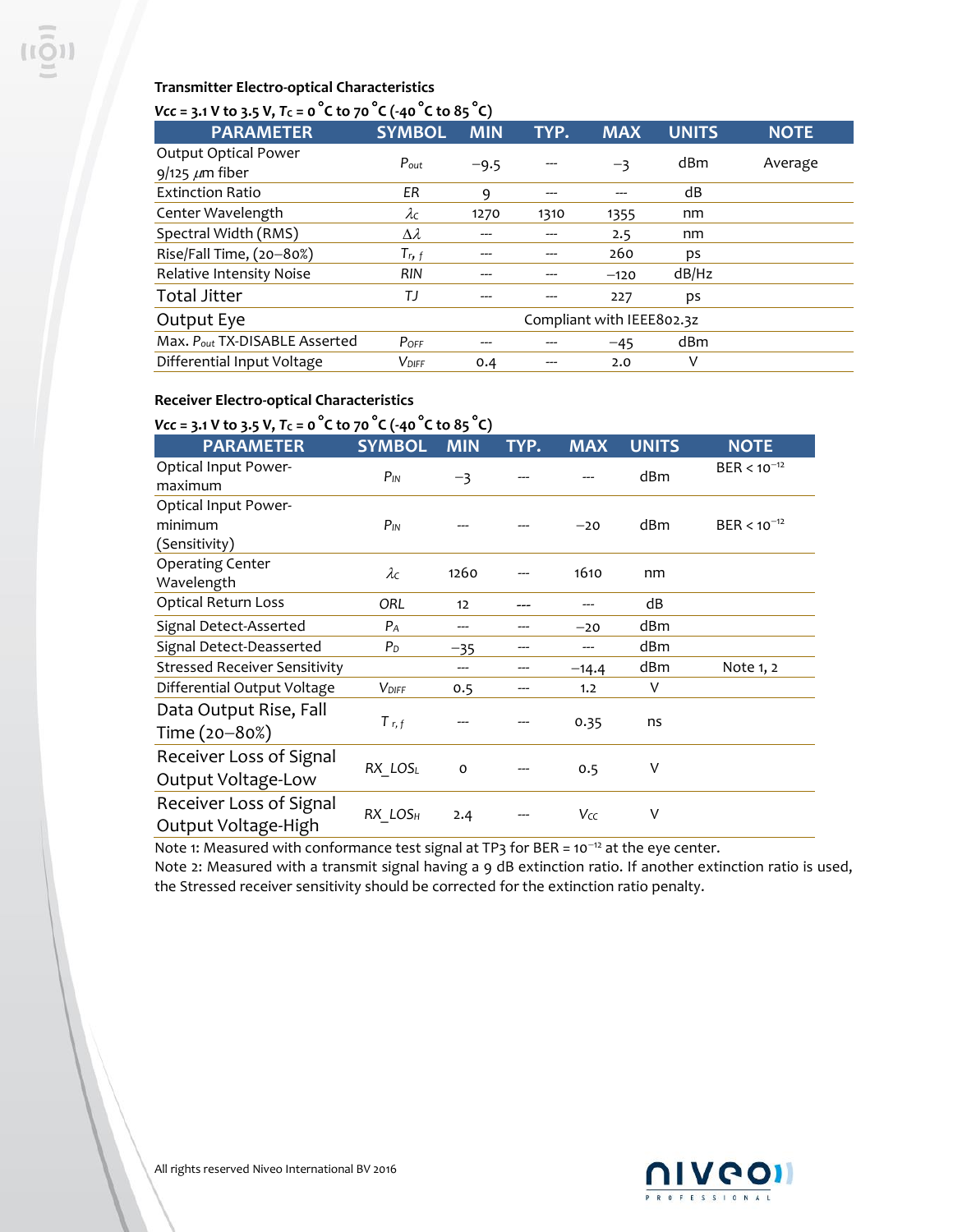**Transmitter Electro-optical Characteristics**

***Vcc* = 3.1 V to 3.5 V, *T*$_C$ = 0 °C to 70 °C (-40 °C to 85 °C)**

| PARAMETER | SYMBOL | MIN | TYP. | MAX | UNITS | NOTE |
|---|---|---|---|---|---|---|
| Output Optical Power 9/125 μm fiber | $P_{out}$ | −9.5 | --- | −3 | dBm | Average |
| Extinction Ratio | ER | 9 | --- | --- | dB | |
| Center Wavelength | $\lambda_C$ | 1270 | 1310 | 1355 | nm | |
| Spectral Width (RMS) | $\Delta\lambda$ | --- | --- | 2.5 | nm | |
| Rise/Fall Time, (20–80%) | $T_{r,f}$ | --- | --- | 260 | ps | |
| Relative Intensity Noise | RIN | --- | --- | −120 | dB/Hz | |
| Total Jitter | TJ | --- | --- | 227 | ps | |
| Output Eye | | Compliant with IEEE802.3z | | | | |
| Max. $P_{out}$ TX-DISABLE Asserted | $P_{OFF}$ | --- | --- | −45 | dBm | |
| Differential Input Voltage | $V_{DIFF}$ | 0.4 | --- | 2.0 | V | |

**Receiver Electro-optical Characteristics**

***Vcc* = 3.1 V to 3.5 V, *T*$_C$ = 0 °C to 70 °C (-40 °C to 85 °C)**

| PARAMETER | SYMBOL | MIN | TYP. | MAX | UNITS | NOTE |
|---|---|---|---|---|---|---|
| Optical Input Power-maximum | $P_{IN}$ | −3 | --- | --- | dBm | BER < $10^{-12}$ |
| Optical Input Power-minimum (Sensitivity) | $P_{IN}$ | --- | --- | −20 | dBm | BER < $10^{-12}$ |
| Operating Center Wavelength | $\lambda_C$ | 1260 | --- | 1610 | nm | |
| Optical Return Loss | ORL | 12 | --- | --- | dB | |
| Signal Detect-Asserted | $P_A$ | --- | --- | −20 | dBm | |
| Signal Detect-Deasserted | $P_D$ | −35 | --- | --- | dBm | |
| Stressed Receiver Sensitivity | | --- | --- | −14.4 | dBm | Note 1, 2 |
| Differential Output Voltage | $V_{DIFF}$ | 0.5 | --- | 1.2 | V | |
| Data Output Rise, Fall Time (20–80%) | $T_{r,f}$ | --- | --- | 0.35 | ns | |
| Receiver Loss of Signal Output Voltage-Low | $RX\_LOS_L$ | 0 | --- | 0.5 | V | |
| Receiver Loss of Signal Output Voltage-High | $RX\_LOS_H$ | 2.4 | --- | $V_{CC}$ | V | |

Note 1: Measured with conformance test signal at TP3 for BER = $10^{-12}$ at the eye center.
Note 2: Measured with a transmit signal having a 9 dB extinction ratio. If another extinction ratio is used, the Stressed receiver sensitivity should be corrected for the extinction ratio penalty.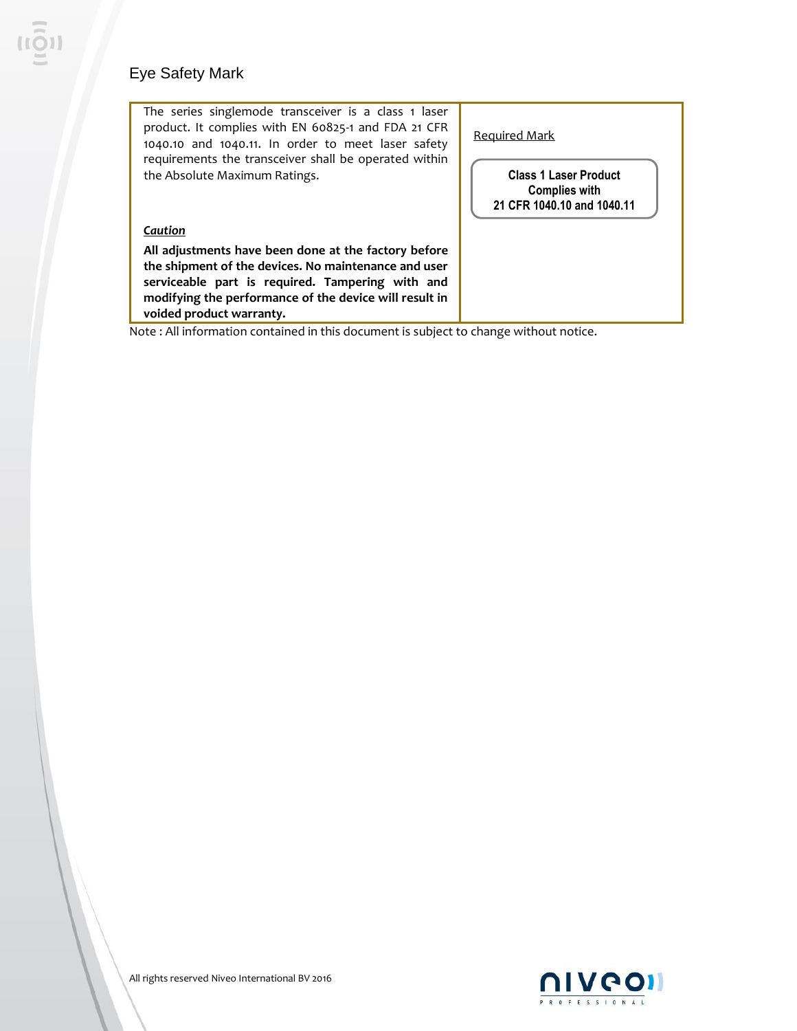## Eye Safety Mark

| | |
|---|---|
| The series singlemode transceiver is a class 1 laser product. It complies with EN 60825-1 and FDA 21 CFR 1040.10 and 1040.11. In order to meet laser safety requirements the transceiver shall be operated within the Absolute Maximum Ratings.<br><br>***Caution***<br><br>**All adjustments have been done at the factory before the shipment of the devices. No maintenance and user serviceable part is required. Tampering with and modifying the performance of the device will result in voided product warranty.** | Required Mark<br><br>**Class 1 Laser Product<br>Complies with<br>21 CFR 1040.10 and 1040.11** |

Note : All information contained in this document is subject to change without notice.

All rights reserved Niveo International BV 2016